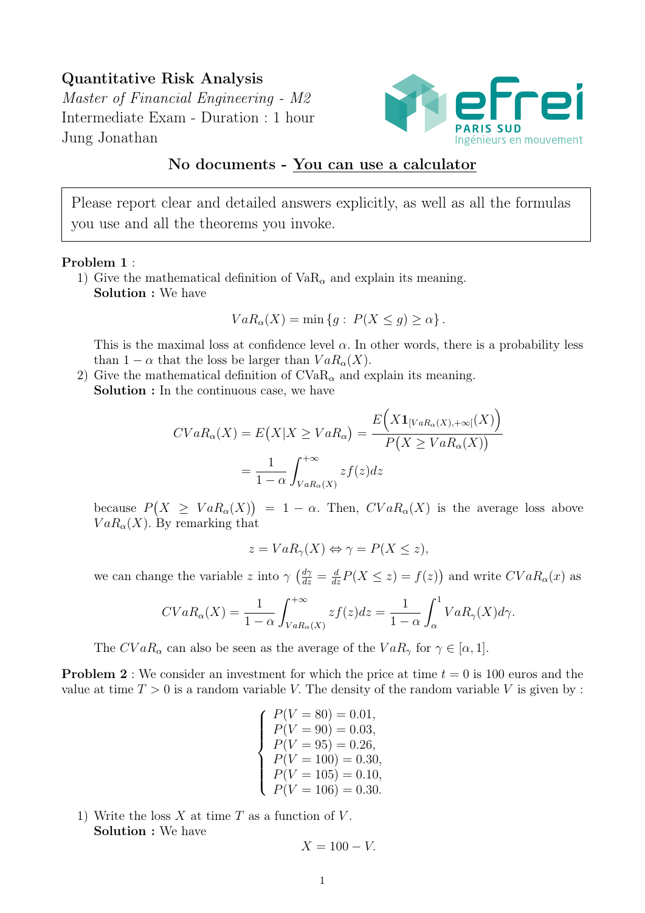**Quantitative Risk Analysis**
*Master of Financial Engineering - M2*
Intermediate Exam - Duration : 1 hour
Jung Jonathan

**No documents - You can use a calculator**

> Please report clear and detailed answers explicitly, as well as all the formulas you use and all the theorems you invoke.

**Problem 1** :

1) Give the mathematical definition of $\mathrm{VaR}_\alpha$ and explain its meaning.
   **Solution :** We have
$$VaR_\alpha(X) = \min\left\{g : \, P(X \le g) \ge \alpha\right\}.$$
   This is the maximal loss at confidence level $\alpha$. In other words, there is a probability less than $1-\alpha$ that the loss be larger than $VaR_\alpha(X)$.

2) Give the mathematical definition of $\mathrm{CVaR}_\alpha$ and explain its meaning.
   **Solution :** In the continuous case, we have
$$CVaR_\alpha(X) = E\big(X | X \ge VaR_\alpha\big) = \frac{E\Big(X \mathbf{1}_{[VaR_\alpha(X), +\infty[}(X)\Big)}{P\big(X \ge VaR_\alpha(X)\big)}$$
$$= \frac{1}{1-\alpha}\int_{VaR_\alpha(X)}^{+\infty} z f(z) dz$$
   because $P\big(X \ge VaR_\alpha(X)\big) = 1-\alpha$. Then, $CVaR_\alpha(X)$ is the average loss above $VaR_\alpha(X)$. By remarking that
$$z = VaR_\gamma(X) \Leftrightarrow \gamma = P(X \le z),$$
   we can change the variable $z$ into $\gamma$ $\left(\frac{d\gamma}{dz} = \frac{d}{dz}P(X \le z) = f(z)\right)$ and write $CVaR_\alpha(x)$ as
$$CVaR_\alpha(X) = \frac{1}{1-\alpha}\int_{VaR_\alpha(X)}^{+\infty} z f(z) dz = \frac{1}{1-\alpha}\int_\alpha^1 VaR_\gamma(X) d\gamma.$$
   The $CVaR_\alpha$ can also be seen as the average of the $VaR_\gamma$ for $\gamma \in [\alpha, 1]$.

**Problem 2** : We consider an investment for which the price at time $t = 0$ is 100 euros and the value at time $T > 0$ is a random variable $V$. The density of the random variable $V$ is given by :
$$\begin{cases} P(V = 80) = 0.01, \\ P(V = 90) = 0.03, \\ P(V = 95) = 0.26, \\ P(V = 100) = 0.30, \\ P(V = 105) = 0.10, \\ P(V = 106) = 0.30. \end{cases}$$

1) Write the loss $X$ at time $T$ as a function of $V$.
   **Solution :** We have
$$X = 100 - V.$$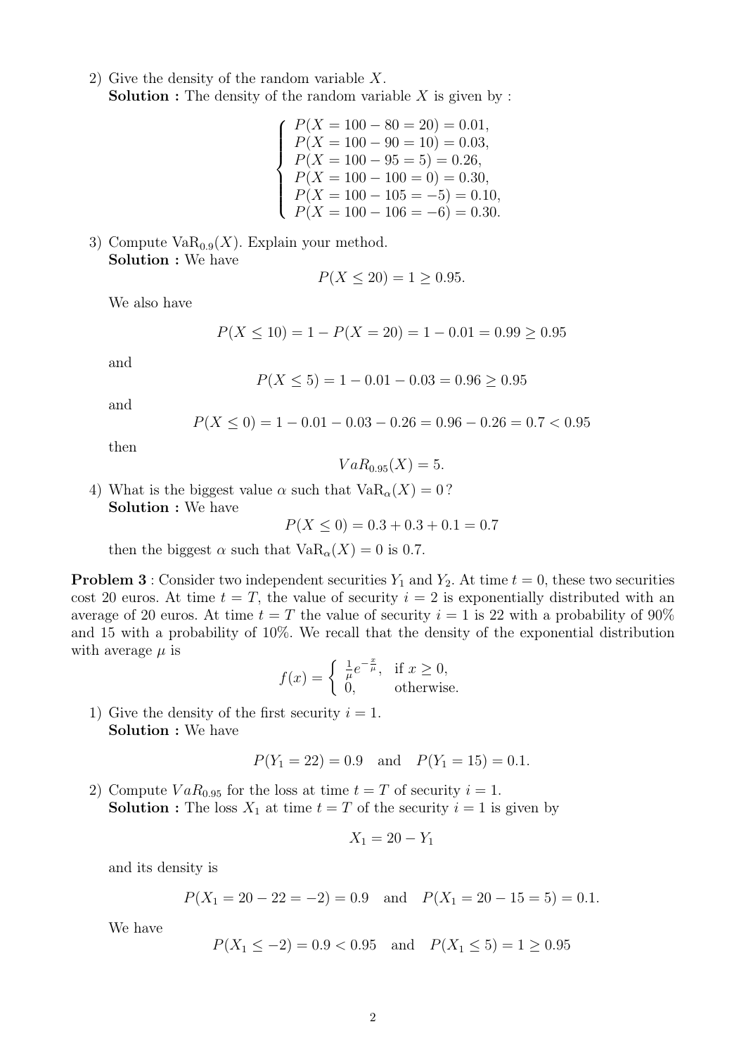2) Give the density of the random variable $X$.
**Solution :** The density of the random variable $X$ is given by :

$$\begin{cases} P(X = 100 - 80 = 20) = 0.01, \\ P(X = 100 - 90 = 10) = 0.03, \\ P(X = 100 - 95 = 5) = 0.26, \\ P(X = 100 - 100 = 0) = 0.30, \\ P(X = 100 - 105 = -5) = 0.10, \\ P(X = 100 - 106 = -6) = 0.30. \end{cases}$$

3) Compute $\text{VaR}_{0.9}(X)$. Explain your method.
**Solution :** We have

$$P(X \leq 20) = 1 \geq 0.95.$$

We also have

$$P(X \leq 10) = 1 - P(X = 20) = 1 - 0.01 = 0.99 \geq 0.95$$

and

$$P(X \leq 5) = 1 - 0.01 - 0.03 = 0.96 \geq 0.95$$

and

$$P(X \leq 0) = 1 - 0.01 - 0.03 - 0.26 = 0.96 - 0.26 = 0.7 < 0.95$$

then

$$VaR_{0.95}(X) = 5.$$

4) What is the biggest value $\alpha$ such that $\text{VaR}_\alpha(X) = 0$ ?
**Solution :** We have

$$P(X \leq 0) = 0.3 + 0.3 + 0.1 = 0.7$$

then the biggest $\alpha$ such that $\text{VaR}_\alpha(X) = 0$ is 0.7.

**Problem 3** : Consider two independent securities $Y_1$ and $Y_2$. At time $t = 0$, these two securities cost 20 euros. At time $t = T$, the value of security $i = 2$ is exponentially distributed with an average of 20 euros. At time $t = T$ the value of security $i = 1$ is 22 with a probability of 90% and 15 with a probability of 10%. We recall that the density of the exponential distribution with average $\mu$ is

$$f(x) = \begin{cases} \frac{1}{\mu} e^{-\frac{x}{\mu}}, & \text{if } x \geq 0, \\ 0, & \text{otherwise.} \end{cases}$$

1) Give the density of the first security $i = 1$.
**Solution :** We have

$$P(Y_1 = 22) = 0.9 \quad \text{and} \quad P(Y_1 = 15) = 0.1.$$

2) Compute $VaR_{0.95}$ for the loss at time $t = T$ of security $i = 1$.
**Solution :** The loss $X_1$ at time $t = T$ of the security $i = 1$ is given by

$$X_1 = 20 - Y_1$$

and its density is

$$P(X_1 = 20 - 22 = -2) = 0.9 \quad \text{and} \quad P(X_1 = 20 - 15 = 5) = 0.1.$$

We have

$$P(X_1 \leq -2) = 0.9 < 0.95 \quad \text{and} \quad P(X_1 \leq 5) = 1 \geq 0.95$$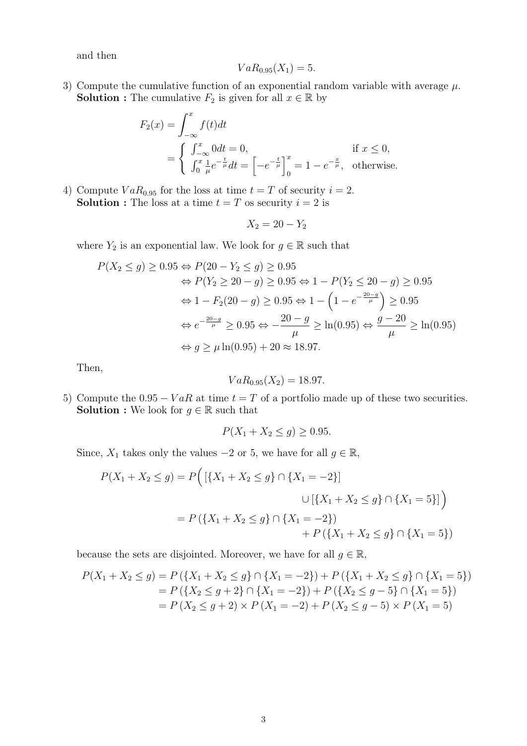and then

$$VaR_{0.95}(X_1) = 5.$$

3) Compute the cumulative function of an exponential random variable with average $\mu$.
**Solution :** The cumulative $F_2$ is given for all $x \in \mathbb{R}$ by

$$
\begin{aligned}
F_2(x) &= \int_{-\infty}^{x} f(t)dt \\
&= \begin{cases} \int_{-\infty}^{x} 0dt = 0, & \text{if } x \leq 0, \\ \int_{0}^{x} \frac{1}{\mu} e^{-\frac{t}{\mu}} dt = \left[ -e^{-\frac{t}{\mu}} \right]_0^x = 1 - e^{-\frac{x}{\mu}}, & \text{otherwise.} \end{cases}
\end{aligned}
$$

4) Compute $VaR_{0.95}$ for the loss at time $t = T$ of security $i = 2$.
**Solution :** The loss at a time $t = T$ os security $i = 2$ is

$$X_2 = 20 - Y_2$$

where $Y_2$ is an exponential law. We look for $g \in \mathbb{R}$ such that

$$
\begin{aligned}
P(X_2 \leq g) \geq 0.95 &\Leftrightarrow P(20 - Y_2 \leq g) \geq 0.95 \\
&\Leftrightarrow P(Y_2 \geq 20 - g) \geq 0.95 \Leftrightarrow 1 - P(Y_2 \leq 20 - g) \geq 0.95 \\
&\Leftrightarrow 1 - F_2(20 - g) \geq 0.95 \Leftrightarrow 1 - \left(1 - e^{-\frac{20-g}{\mu}}\right) \geq 0.95 \\
&\Leftrightarrow e^{-\frac{20-g}{\mu}} \geq 0.95 \Leftrightarrow -\frac{20-g}{\mu} \geq \ln(0.95) \Leftrightarrow \frac{g-20}{\mu} \geq \ln(0.95) \\
&\Leftrightarrow g \geq \mu \ln(0.95) + 20 \approx 18.97.
\end{aligned}
$$

Then,

$$VaR_{0.95}(X_2) = 18.97.$$

5) Compute the $0.95 - VaR$ at time $t = T$ of a portfolio made up of these two securities.
**Solution :** We look for $g \in \mathbb{R}$ such that

$$P(X_1 + X_2 \leq g) \geq 0.95.$$

Since, $X_1$ takes only the values $-2$ or $5$, we have for all $g \in \mathbb{R}$,

$$
\begin{aligned}
P(X_1 + X_2 \leq g) &= P\Big( [\{X_1 + X_2 \leq g\} \cap \{X_1 = -2\}] \\
&\qquad\qquad \cup [\{X_1 + X_2 \leq g\} \cap \{X_1 = 5\}] \Big) \\
&= P\left(\{X_1 + X_2 \leq g\} \cap \{X_1 = -2\}\right) \\
&\qquad\qquad + P\left(\{X_1 + X_2 \leq g\} \cap \{X_1 = 5\}\right)
\end{aligned}
$$

because the sets are disjointed. Moreover, we have for all $g \in \mathbb{R}$,

$$
\begin{aligned}
P(X_1 + X_2 \leq g) &= P\left(\{X_1 + X_2 \leq g\} \cap \{X_1 = -2\}\right) + P\left(\{X_1 + X_2 \leq g\} \cap \{X_1 = 5\}\right) \\
&= P\left(\{X_2 \leq g + 2\} \cap \{X_1 = -2\}\right) + P\left(\{X_2 \leq g - 5\} \cap \{X_1 = 5\}\right) \\
&= P\left(X_2 \leq g + 2\right) \times P\left(X_1 = -2\right) + P\left(X_2 \leq g - 5\right) \times P\left(X_1 = 5\right)
\end{aligned}
$$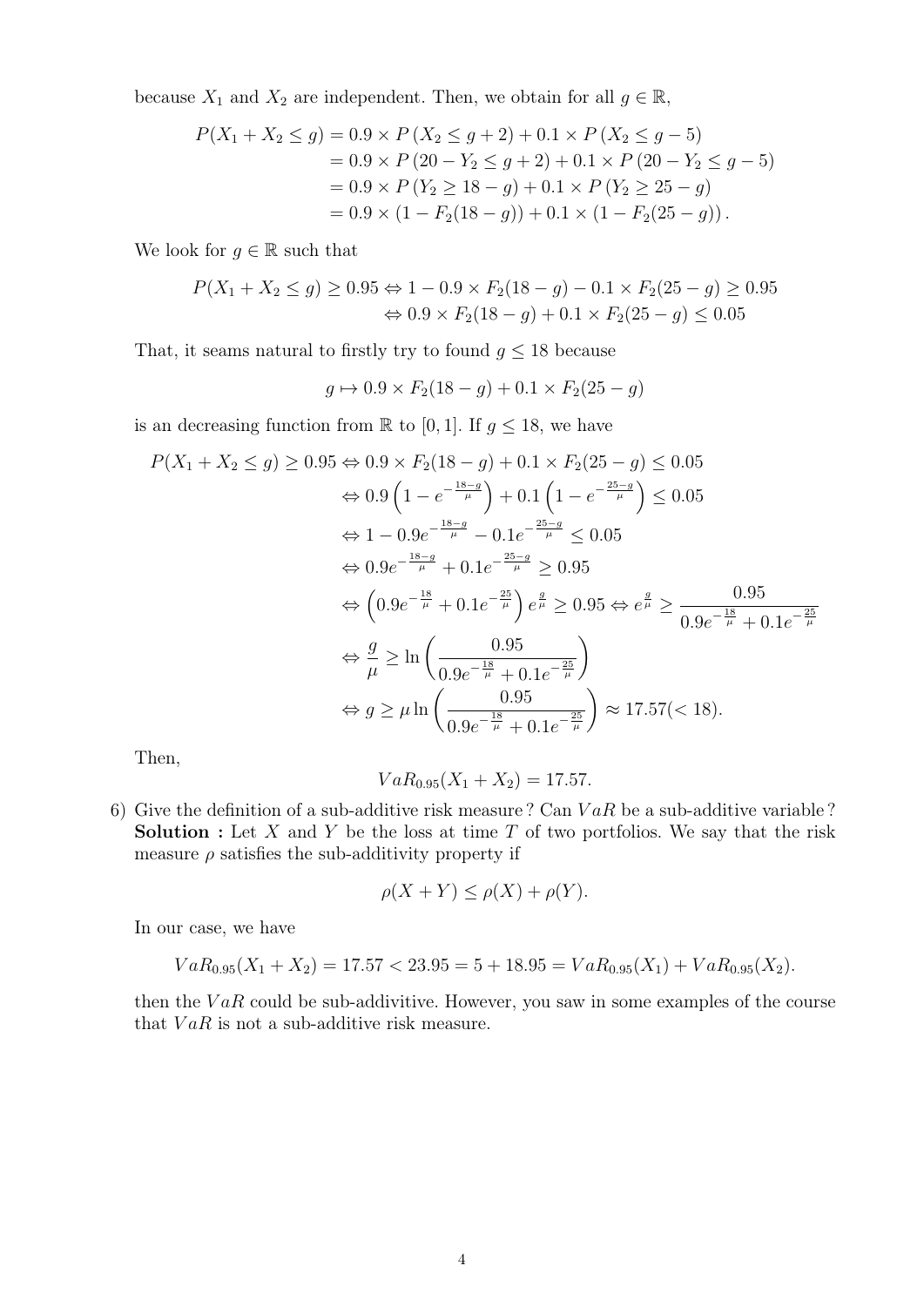because $X_1$ and $X_2$ are independent. Then, we obtain for all $g \in \mathbb{R}$,

$$
\begin{aligned}
P(X_1 + X_2 \leq g) &= 0.9 \times P(X_2 \leq g + 2) + 0.1 \times P(X_2 \leq g - 5) \\
&= 0.9 \times P(20 - Y_2 \leq g + 2) + 0.1 \times P(20 - Y_2 \leq g - 5) \\
&= 0.9 \times P(Y_2 \geq 18 - g) + 0.1 \times P(Y_2 \geq 25 - g) \\
&= 0.9 \times (1 - F_2(18 - g)) + 0.1 \times (1 - F_2(25 - g)).
\end{aligned}
$$

We look for $g \in \mathbb{R}$ such that

$$
\begin{aligned}
P(X_1 + X_2 \leq g) \geq 0.95 &\Leftrightarrow 1 - 0.9 \times F_2(18 - g) - 0.1 \times F_2(25 - g) \geq 0.95 \\
&\Leftrightarrow 0.9 \times F_2(18 - g) + 0.1 \times F_2(25 - g) \leq 0.05
\end{aligned}
$$

That, it seams natural to firstly try to found $g \leq 18$ because

$$
g \mapsto 0.9 \times F_2(18 - g) + 0.1 \times F_2(25 - g)
$$

is an decreasing function from $\mathbb{R}$ to $[0, 1]$. If $g \leq 18$, we have

$$
\begin{aligned}
P(X_1 + X_2 \leq g) \geq 0.95 &\Leftrightarrow 0.9 \times F_2(18 - g) + 0.1 \times F_2(25 - g) \leq 0.05 \\
&\Leftrightarrow 0.9\left(1 - e^{-\frac{18-g}{\mu}}\right) + 0.1\left(1 - e^{-\frac{25-g}{\mu}}\right) \leq 0.05 \\
&\Leftrightarrow 1 - 0.9e^{-\frac{18-g}{\mu}} - 0.1e^{-\frac{25-g}{\mu}} \leq 0.05 \\
&\Leftrightarrow 0.9e^{-\frac{18-g}{\mu}} + 0.1e^{-\frac{25-g}{\mu}} \geq 0.95 \\
&\Leftrightarrow \left(0.9e^{-\frac{18}{\mu}} + 0.1e^{-\frac{25}{\mu}}\right)e^{\frac{g}{\mu}} \geq 0.95 \Leftrightarrow e^{\frac{g}{\mu}} \geq \frac{0.95}{0.9e^{-\frac{18}{\mu}} + 0.1e^{-\frac{25}{\mu}}} \\
&\Leftrightarrow \frac{g}{\mu} \geq \ln\left(\frac{0.95}{0.9e^{-\frac{18}{\mu}} + 0.1e^{-\frac{25}{\mu}}}\right) \\
&\Leftrightarrow g \geq \mu \ln\left(\frac{0.95}{0.9e^{-\frac{18}{\mu}} + 0.1e^{-\frac{25}{\mu}}}\right) \approx 17.57 (< 18).
\end{aligned}
$$

Then,

$$
VaR_{0.95}(X_1 + X_2) = 17.57.
$$

6) Give the definition of a sub-additive risk measure ? Can $VaR$ be a sub-additive variable ?
**Solution :** Let $X$ and $Y$ be the loss at time $T$ of two portfolios. We say that the risk measure $\rho$ satisfies the sub-additivity property if

$$
\rho(X + Y) \leq \rho(X) + \rho(Y).
$$

In our case, we have

$$
VaR_{0.95}(X_1 + X_2) = 17.57 < 23.95 = 5 + 18.95 = VaR_{0.95}(X_1) + VaR_{0.95}(X_2).
$$

then the $VaR$ could be sub-addivitive. However, you saw in some examples of the course that $VaR$ is not a sub-additive risk measure.